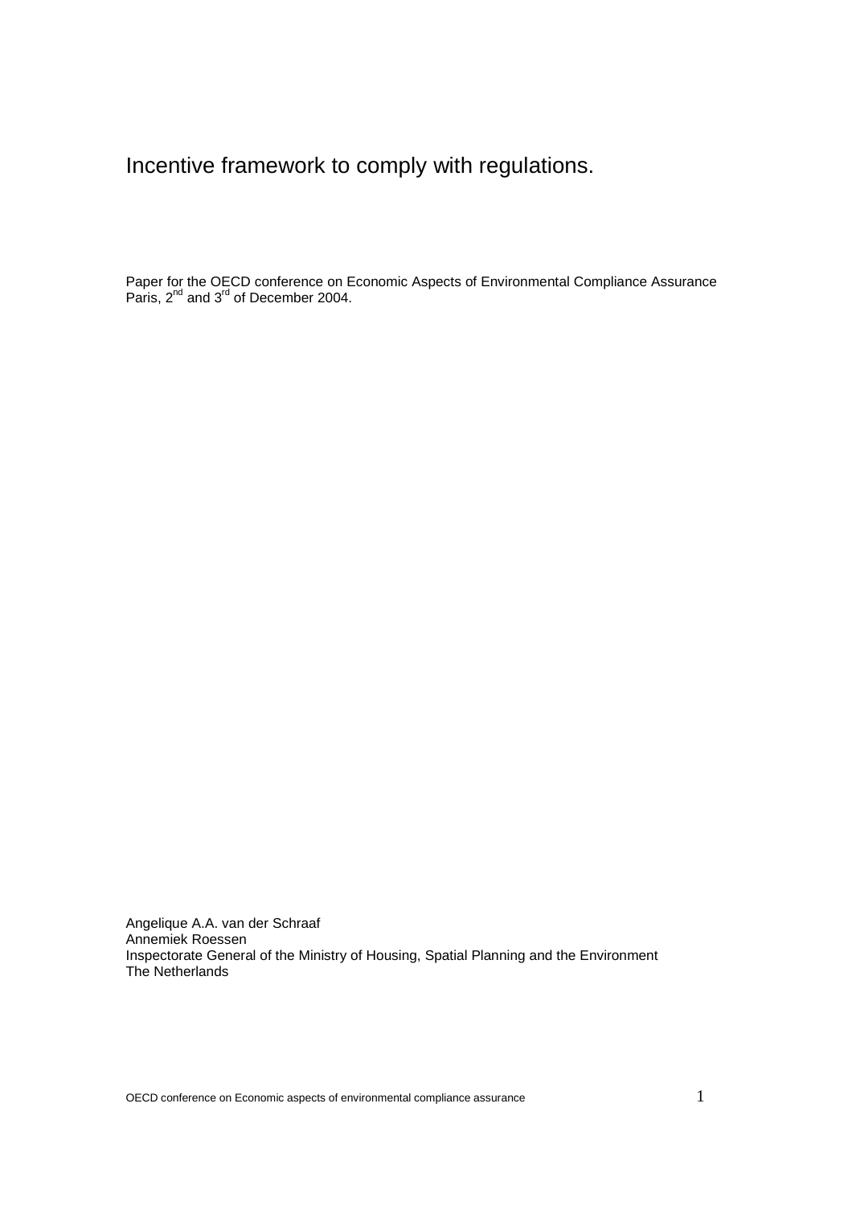# Incentive framework to comply with regulations.

Paper for the OECD conference on Economic Aspects of Environmental Compliance Assurance
Paris, 2nd and 3rd of December 2004.

Angelique A.A. van der Schraaf
Annemiek Roessen
Inspectorate General of the Ministry of Housing, Spatial Planning and the Environment
The Netherlands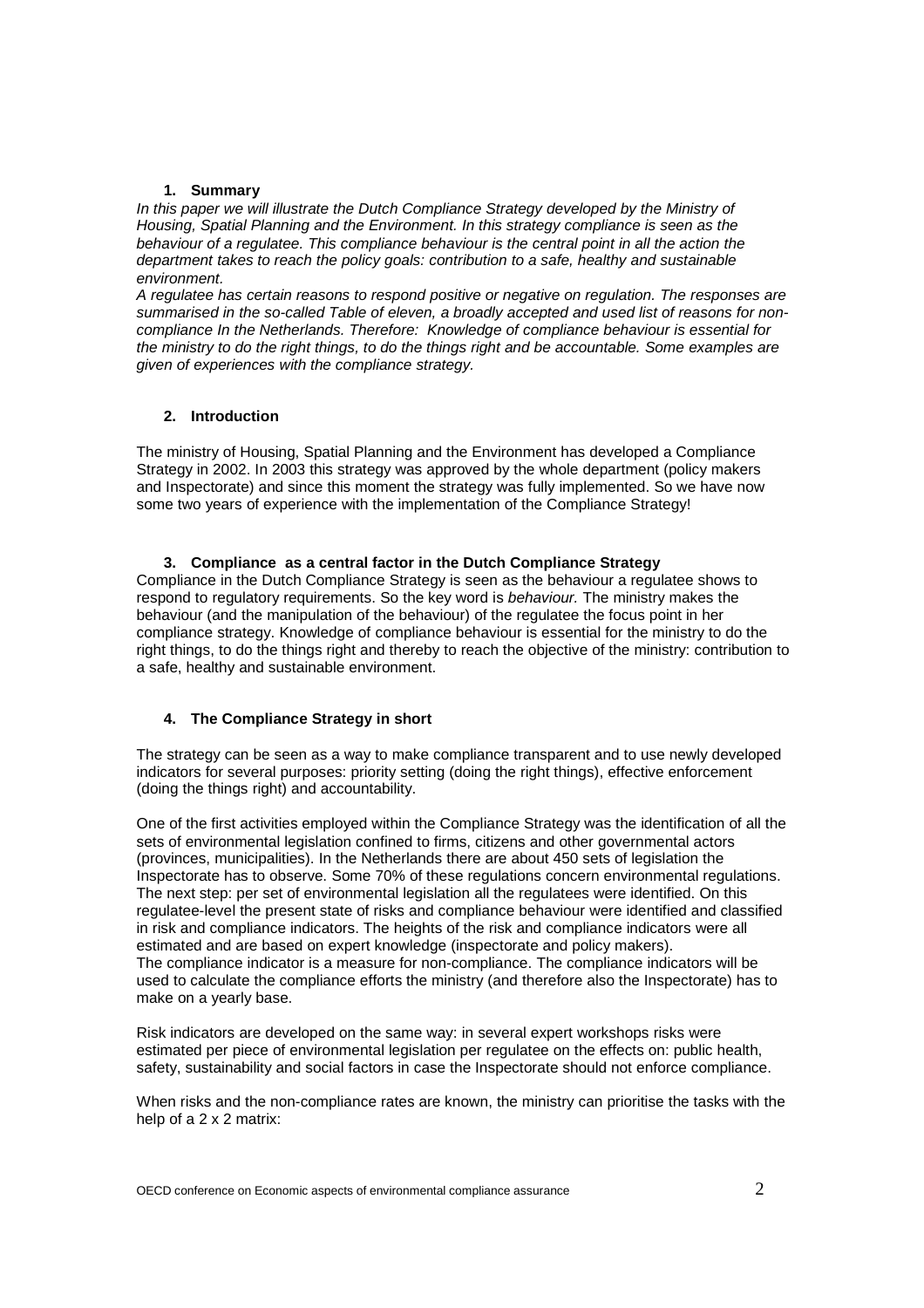## 1. Summary

*In this paper we will illustrate the Dutch Compliance Strategy developed by the Ministry of Housing, Spatial Planning and the Environment. In this strategy compliance is seen as the behaviour of a regulatee. This compliance behaviour is the central point in all the action the department takes to reach the policy goals: contribution to a safe, healthy and sustainable environment.*

*A regulatee has certain reasons to respond positive or negative on regulation. The responses are summarised in the so-called Table of eleven, a broadly accepted and used list of reasons for non-compliance In the Netherlands. Therefore: Knowledge of compliance behaviour is essential for the ministry to do the right things, to do the things right and be accountable. Some examples are given of experiences with the compliance strategy.*

## 2. Introduction

The ministry of Housing, Spatial Planning and the Environment has developed a Compliance Strategy in 2002. In 2003 this strategy was approved by the whole department (policy makers and Inspectorate) and since this moment the strategy was fully implemented. So we have now some two years of experience with the implementation of the Compliance Strategy!

## 3. Compliance as a central factor in the Dutch Compliance Strategy

Compliance in the Dutch Compliance Strategy is seen as the behaviour a regulatee shows to respond to regulatory requirements. So the key word is *behaviour.* The ministry makes the behaviour (and the manipulation of the behaviour) of the regulatee the focus point in her compliance strategy. Knowledge of compliance behaviour is essential for the ministry to do the right things, to do the things right and thereby to reach the objective of the ministry: contribution to a safe, healthy and sustainable environment.

## 4. The Compliance Strategy in short

The strategy can be seen as a way to make compliance transparent and to use newly developed indicators for several purposes: priority setting (doing the right things), effective enforcement (doing the things right) and accountability.

One of the first activities employed within the Compliance Strategy was the identification of all the sets of environmental legislation confined to firms, citizens and other governmental actors (provinces, municipalities). In the Netherlands there are about 450 sets of legislation the Inspectorate has to observe. Some 70% of these regulations concern environmental regulations. The next step: per set of environmental legislation all the regulatees were identified. On this regulatee-level the present state of risks and compliance behaviour were identified and classified in risk and compliance indicators. The heights of the risk and compliance indicators were all estimated and are based on expert knowledge (inspectorate and policy makers).
The compliance indicator is a measure for non-compliance. The compliance indicators will be used to calculate the compliance efforts the ministry (and therefore also the Inspectorate) has to make on a yearly base.

Risk indicators are developed on the same way: in several expert workshops risks were estimated per piece of environmental legislation per regulatee on the effects on: public health, safety, sustainability and social factors in case the Inspectorate should not enforce compliance.

When risks and the non-compliance rates are known, the ministry can prioritise the tasks with the help of a 2 x 2 matrix: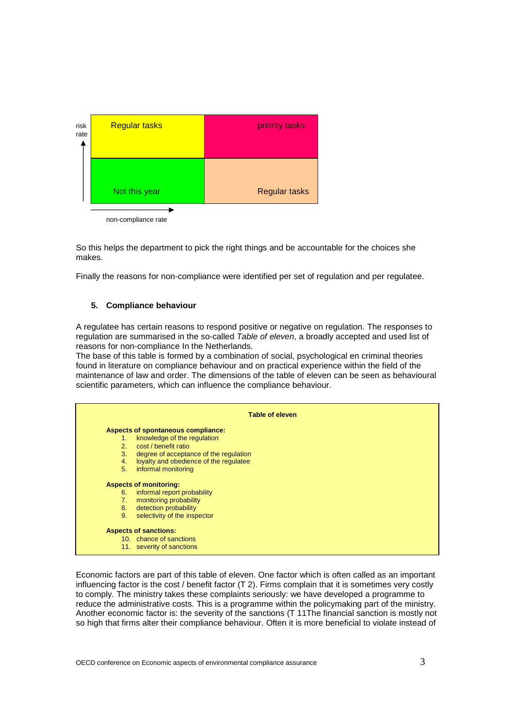| risk rate ↑ | | |
|---|---|---|
| | Regular tasks | priority tasks |
| | Not this year | Regular tasks |
| | non-compliance rate → | |

So this helps the department to pick the right things and be accountable for the choices she makes.

Finally the reasons for non-compliance were identified per set of regulation and per regulatee.

## 5. Compliance behaviour

A regulatee has certain reasons to respond positive or negative on regulation. The responses to regulation are summarised in the so-called *Table of eleven*, a broadly accepted and used list of reasons for non-compliance In the Netherlands.
The base of this table is formed by a combination of social, psychological en criminal theories found in literature on compliance behaviour and on practical experience within the field of the maintenance of law and order. The dimensions of the table of eleven can be seen as behavioural scientific parameters, which can influence the compliance behaviour.

**Table of eleven**

**Aspects of spontaneous compliance:**
1. knowledge of the regulation
2. cost / benefit ratio
3. degree of acceptance of the regulation
4. loyalty and obedience of the regulatee
5. informal monitoring

**Aspects of monitoring:**
6. informal report probability
7. monitoring probability
8. detection probability
9. selectivity of the inspector

**Aspects of sanctions:**
10. chance of sanctions
11. severity of sanctions

Economic factors are part of this table of eleven. One factor which is often called as an important influencing factor is the cost / benefit factor (T 2). Firms complain that it is sometimes very costly to comply. The ministry takes these complaints seriously: we have developed a programme to reduce the administrative costs. This is a programme within the policymaking part of the ministry. Another economic factor is: the severity of the sanctions (T 11The financial sanction is mostly not so high that firms alter their compliance behaviour. Often it is more beneficial to violate instead of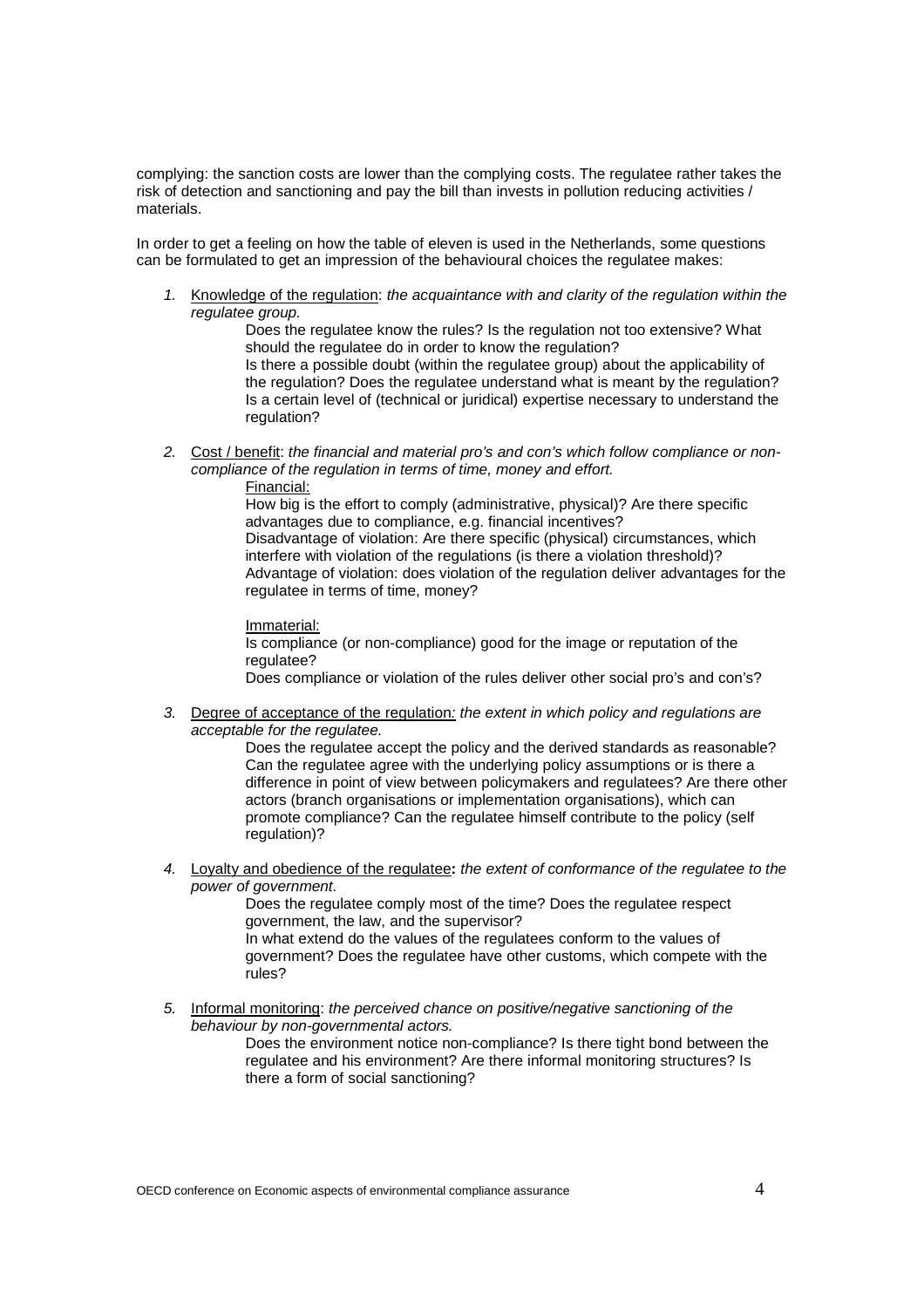complying: the sanction costs are lower than the complying costs. The regulatee rather takes the risk of detection and sanctioning and pay the bill than invests in pollution reducing activities / materials.

In order to get a feeling on how the table of eleven is used in the Netherlands, some questions can be formulated to get an impression of the behavioural choices the regulatee makes:

1. <u>Knowledge of the regulation</u>: *the acquaintance with and clarity of the regulation within the regulatee group.*

   Does the regulatee know the rules? Is the regulation not too extensive? What should the regulatee do in order to know the regulation?
   Is there a possible doubt (within the regulatee group) about the applicability of the regulation? Does the regulatee understand what is meant by the regulation? Is a certain level of (technical or juridical) expertise necessary to understand the regulation?

2. <u>Cost / benefit</u>: *the financial and material pro's and con's which follow compliance or non-compliance of the regulation in terms of time, money and effort.*

   <u>Financial:</u>
   How big is the effort to comply (administrative, physical)? Are there specific advantages due to compliance, e.g. financial incentives?
   Disadvantage of violation: Are there specific (physical) circumstances, which interfere with violation of the regulations (is there a violation threshold)?
   Advantage of violation: does violation of the regulation deliver advantages for the regulatee in terms of time, money?

   <u>Immaterial:</u>
   Is compliance (or non-compliance) good for the image or reputation of the regulatee?
   Does compliance or violation of the rules deliver other social pro's and con's?

3. <u>Degree of acceptance of the regulation</u>*: the extent in which policy and regulations are acceptable for the regulatee.*

   Does the regulatee accept the policy and the derived standards as reasonable? Can the regulatee agree with the underlying policy assumptions or is there a difference in point of view between policymakers and regulatees? Are there other actors (branch organisations or implementation organisations), which can promote compliance? Can the regulatee himself contribute to the policy (self regulation)?

4. <u>Loyalty and obedience of the regulatee</u>**:** *the extent of conformance of the regulatee to the power of government.*

   Does the regulatee comply most of the time? Does the regulatee respect government, the law, and the supervisor?
   In what extend do the values of the regulatees conform to the values of government? Does the regulatee have other customs, which compete with the rules?

5. <u>Informal monitoring</u>: *the perceived chance on positive/negative sanctioning of the behaviour by non-governmental actors.*

   Does the environment notice non-compliance? Is there tight bond between the regulatee and his environment? Are there informal monitoring structures? Is there a form of social sanctioning?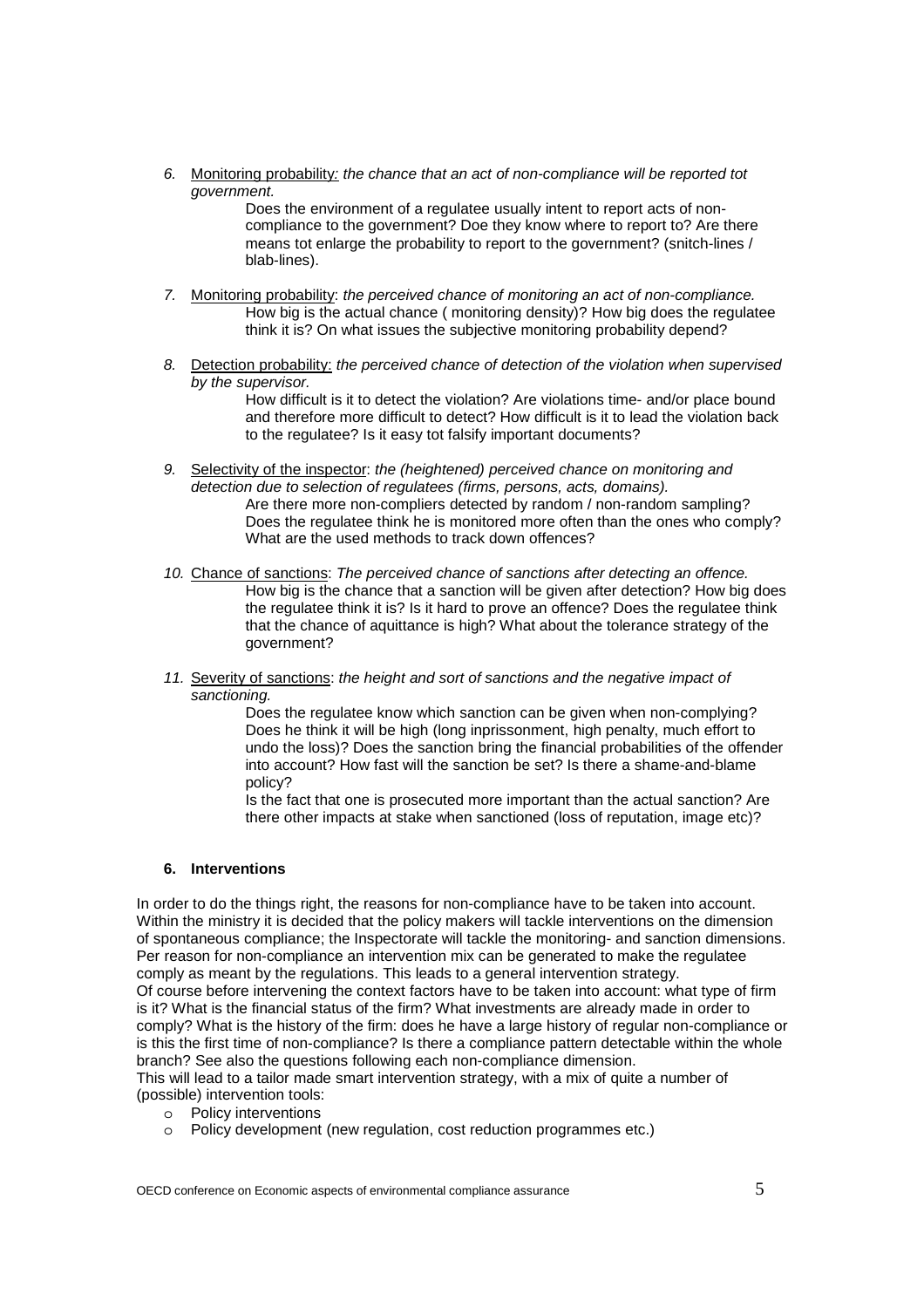6. Monitoring probability*: the chance that an act of non-compliance will be reported tot government.*

   Does the environment of a regulatee usually intent to report acts of non-compliance to the government? Doe they know where to report to? Are there means tot enlarge the probability to report to the government? (snitch-lines / blab-lines).

7. Monitoring probability: *the perceived chance of monitoring an act of non-compliance.*

   How big is the actual chance ( monitoring density)? How big does the regulatee think it is? On what issues the subjective monitoring probability depend?

8. Detection probability: *the perceived chance of detection of the violation when supervised by the supervisor.*

   How difficult is it to detect the violation? Are violations time- and/or place bound and therefore more difficult to detect? How difficult is it to lead the violation back to the regulatee? Is it easy tot falsify important documents?

9. Selectivity of the inspector: *the (heightened) perceived chance on monitoring and detection due to selection of regulatees (firms, persons, acts, domains).*

   Are there more non-compliers detected by random / non-random sampling? Does the regulatee think he is monitored more often than the ones who comply? What are the used methods to track down offences?

10. Chance of sanctions: *The perceived chance of sanctions after detecting an offence.*

    How big is the chance that a sanction will be given after detection? How big does the regulatee think it is? Is it hard to prove an offence? Does the regulatee think that the chance of aquittance is high? What about the tolerance strategy of the government?

11. Severity of sanctions: *the height and sort of sanctions and the negative impact of sanctioning.*

    Does the regulatee know which sanction can be given when non-complying? Does he think it will be high (long inprissonment, high penalty, much effort to undo the loss)? Does the sanction bring the financial probabilities of the offender into account? How fast will the sanction be set? Is there a shame-and-blame policy?

    Is the fact that one is prosecuted more important than the actual sanction? Are there other impacts at stake when sanctioned (loss of reputation, image etc)?

## 6. Interventions

In order to do the things right, the reasons for non-compliance have to be taken into account. Within the ministry it is decided that the policy makers will tackle interventions on the dimension of spontaneous compliance; the Inspectorate will tackle the monitoring- and sanction dimensions. Per reason for non-compliance an intervention mix can be generated to make the regulatee comply as meant by the regulations. This leads to a general intervention strategy.
Of course before intervening the context factors have to be taken into account: what type of firm is it? What is the financial status of the firm? What investments are already made in order to comply? What is the history of the firm: does he have a large history of regular non-compliance or is this the first time of non-compliance? Is there a compliance pattern detectable within the whole branch? See also the questions following each non-compliance dimension.
This will lead to a tailor made smart intervention strategy, with a mix of quite a number of (possible) intervention tools:

- Policy interventions
- Policy development (new regulation, cost reduction programmes etc.)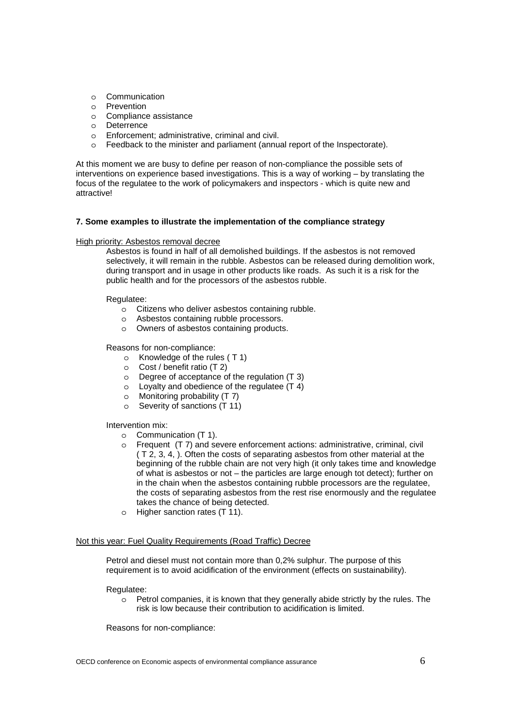- Communication
- Prevention
- Compliance assistance
- Deterrence
- Enforcement; administrative, criminal and civil.
- Feedback to the minister and parliament (annual report of the Inspectorate).

At this moment we are busy to define per reason of non-compliance the possible sets of interventions on experience based investigations. This is a way of working – by translating the focus of the regulatee to the work of policymakers and inspectors - which is quite new and attractive!

### 7. Some examples to illustrate the implementation of the compliance strategy

<u>High priority: Asbestos removal decree</u>

Asbestos is found in half of all demolished buildings. If the asbestos is not removed selectively, it will remain in the rubble. Asbestos can be released during demolition work, during transport and in usage in other products like roads. As such it is a risk for the public health and for the processors of the asbestos rubble.

Regulatee:

- Citizens who deliver asbestos containing rubble.
- Asbestos containing rubble processors.
- Owners of asbestos containing products.

Reasons for non-compliance:

- Knowledge of the rules ( T 1)
- Cost / benefit ratio (T 2)
- Degree of acceptance of the regulation (T 3)
- Loyalty and obedience of the regulatee (T 4)
- Monitoring probability (T 7)
- Severity of sanctions (T 11)

Intervention mix:

- Communication (T 1).
- Frequent (T 7) and severe enforcement actions: administrative, criminal, civil ( T 2, 3, 4, ). Often the costs of separating asbestos from other material at the beginning of the rubble chain are not very high (it only takes time and knowledge of what is asbestos or not – the particles are large enough tot detect); further on in the chain when the asbestos containing rubble processors are the regulatee, the costs of separating asbestos from the rest rise enormously and the regulatee takes the chance of being detected.
- Higher sanction rates (T 11).

<u>Not this year: Fuel Quality Requirements (Road Traffic) Decree</u>

Petrol and diesel must not contain more than 0,2% sulphur. The purpose of this requirement is to avoid acidification of the environment (effects on sustainability).

Regulatee:

- Petrol companies, it is known that they generally abide strictly by the rules. The risk is low because their contribution to acidification is limited.

Reasons for non-compliance: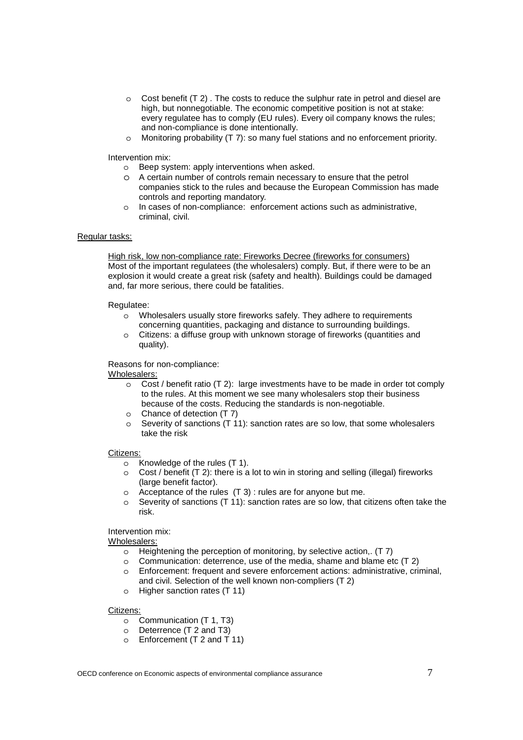- Cost benefit (T 2) . The costs to reduce the sulphur rate in petrol and diesel are high, but nonnegotiable. The economic competitive position is not at stake: every regulatee has to comply (EU rules). Every oil company knows the rules; and non-compliance is done intentionally.
- Monitoring probability (T 7): so many fuel stations and no enforcement priority.

Intervention mix:

- Beep system: apply interventions when asked.
- A certain number of controls remain necessary to ensure that the petrol companies stick to the rules and because the European Commission has made controls and reporting mandatory.
- In cases of non-compliance: enforcement actions such as administrative, criminal, civil.

<u>Regular tasks:</u>

<u>High risk, low non-compliance rate: Fireworks Decree (fireworks for consumers)</u>
Most of the important regulatees (the wholesalers) comply. But, if there were to be an explosion it would create a great risk (safety and health). Buildings could be damaged and, far more serious, there could be fatalities.

Regulatee:

- Wholesalers usually store fireworks safely. They adhere to requirements concerning quantities, packaging and distance to surrounding buildings.
- Citizens: a diffuse group with unknown storage of fireworks (quantities and quality).

Reasons for non-compliance:
<u>Wholesalers:</u>

- Cost / benefit ratio (T 2): large investments have to be made in order tot comply to the rules. At this moment we see many wholesalers stop their business because of the costs. Reducing the standards is non-negotiable.
- Chance of detection (T 7)
- Severity of sanctions (T 11): sanction rates are so low, that some wholesalers take the risk

<u>Citizens:</u>

- Knowledge of the rules (T 1).
- Cost / benefit (T 2): there is a lot to win in storing and selling (illegal) fireworks (large benefit factor).
- Acceptance of the rules (T 3) : rules are for anyone but me.
- Severity of sanctions (T 11): sanction rates are so low, that citizens often take the risk.

Intervention mix:
<u>Wholesalers:</u>

- Heightening the perception of monitoring, by selective action,. (T 7)
- Communication: deterrence, use of the media, shame and blame etc (T 2)
- Enforcement: frequent and severe enforcement actions: administrative, criminal, and civil. Selection of the well known non-compliers (T 2)
- Higher sanction rates (T 11)

<u>Citizens:</u>

- Communication (T 1, T3)
- Deterrence (T 2 and T3)
- Enforcement (T 2 and T 11)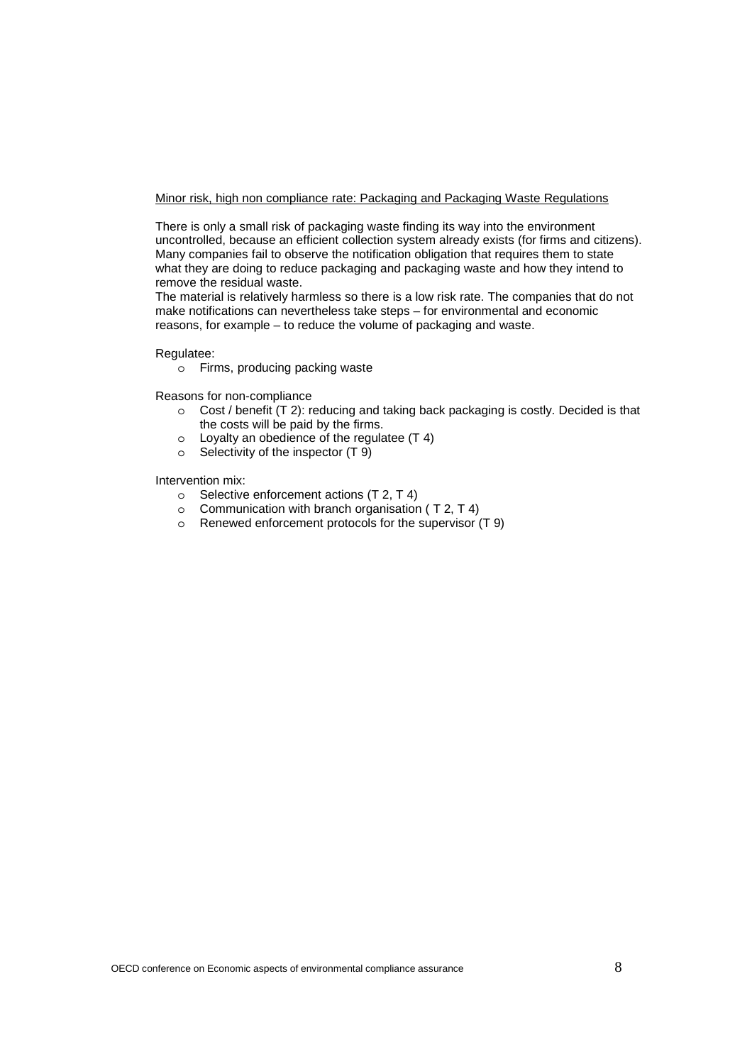Minor risk, high non compliance rate: Packaging and Packaging Waste Regulations

There is only a small risk of packaging waste finding its way into the environment uncontrolled, because an efficient collection system already exists (for firms and citizens). Many companies fail to observe the notification obligation that requires them to state what they are doing to reduce packaging and packaging waste and how they intend to remove the residual waste.
The material is relatively harmless so there is a low risk rate. The companies that do not make notifications can nevertheless take steps – for environmental and economic reasons, for example – to reduce the volume of packaging and waste.

Regulatee:

- Firms, producing packing waste

Reasons for non-compliance

- Cost / benefit (T 2): reducing and taking back packaging is costly. Decided is that the costs will be paid by the firms.
- Loyalty an obedience of the regulatee (T 4)
- Selectivity of the inspector (T 9)

Intervention mix:

- Selective enforcement actions (T 2, T 4)
- Communication with branch organisation ( T 2, T 4)
- Renewed enforcement protocols for the supervisor (T 9)